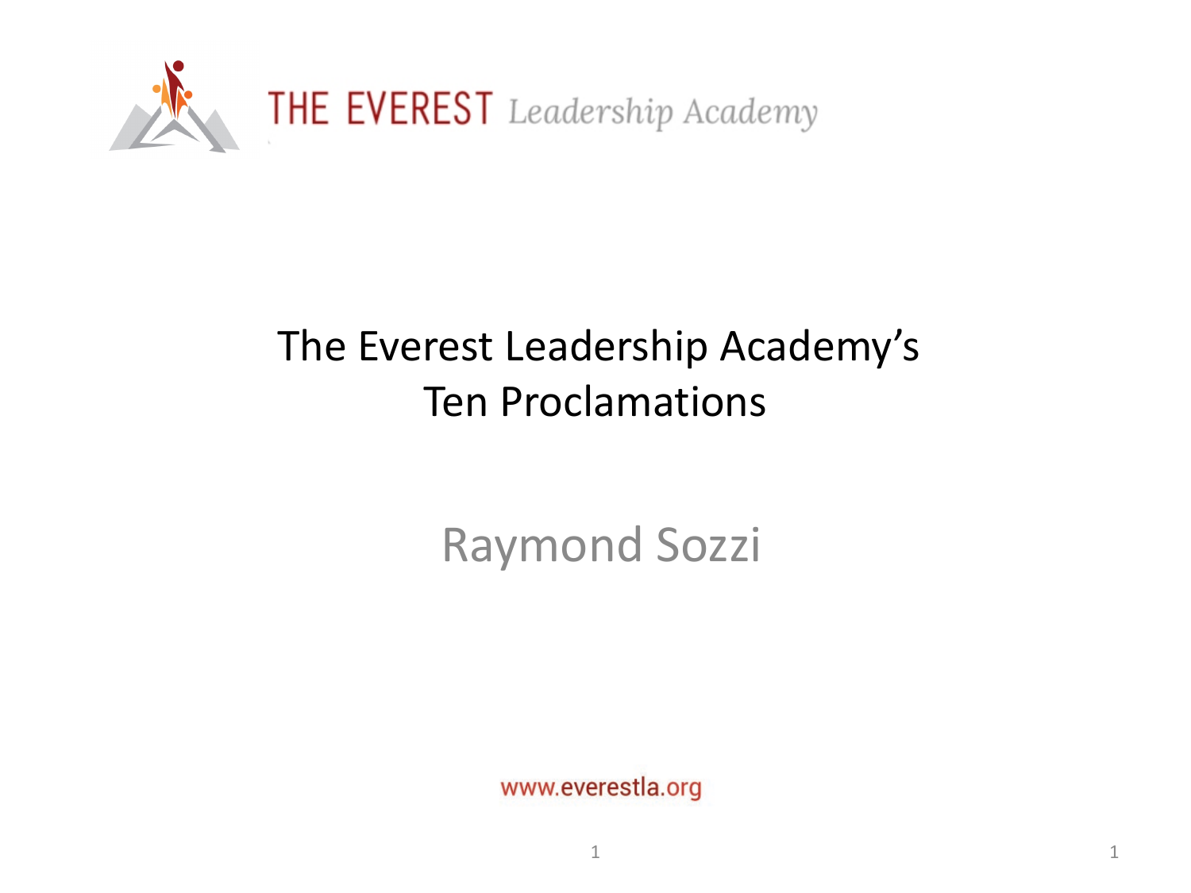THE EVEREST *Leadership Academy*

# The Everest Leadership Academy's Ten Proclamations

## Raymond Sozzi

www.everestla.org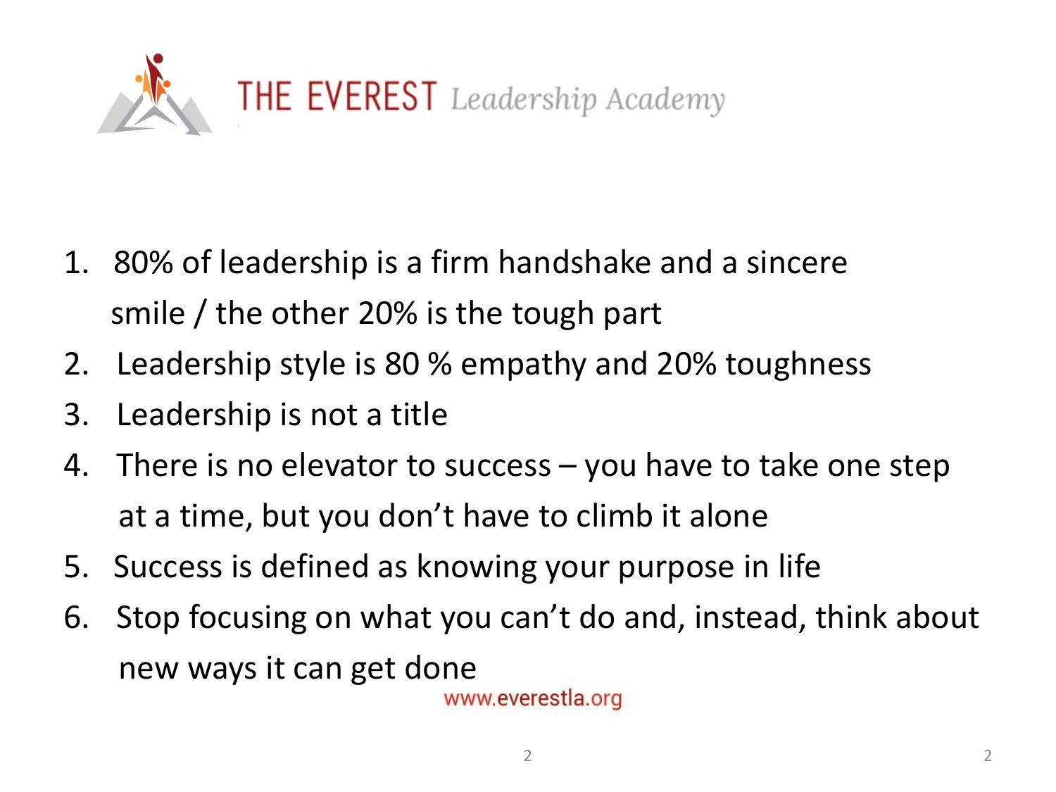# THE EVEREST *Leadership Academy*

1. 80% of leadership is a firm handshake and a sincere smile / the other 20% is the tough part
2. Leadership style is 80 % empathy and 20% toughness
3. Leadership is not a title
4. There is no elevator to success – you have to take one step at a time, but you don't have to climb it alone
5. Success is defined as knowing your purpose in life
6. Stop focusing on what you can't do and, instead, think about new ways it can get done

www.everestla.org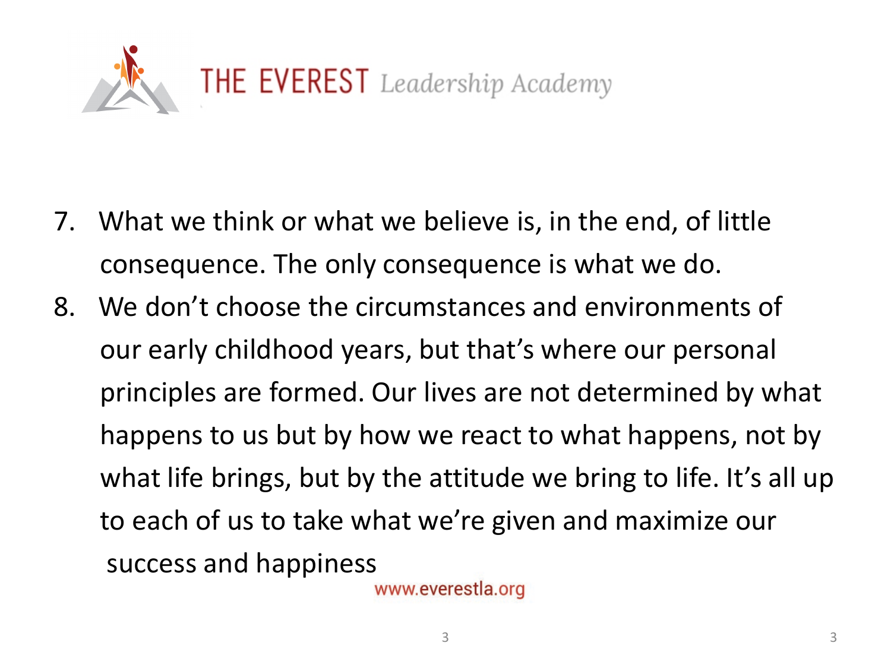THE EVEREST *Leadership Academy*

7. What we think or what we believe is, in the end, of little consequence. The only consequence is what we do.
8. We don't choose the circumstances and environments of our early childhood years, but that's where our personal principles are formed. Our lives are not determined by what happens to us but by how we react to what happens, not by what life brings, but by the attitude we bring to life. It's all up to each of us to take what we're given and maximize our success and happiness

www.everestla.org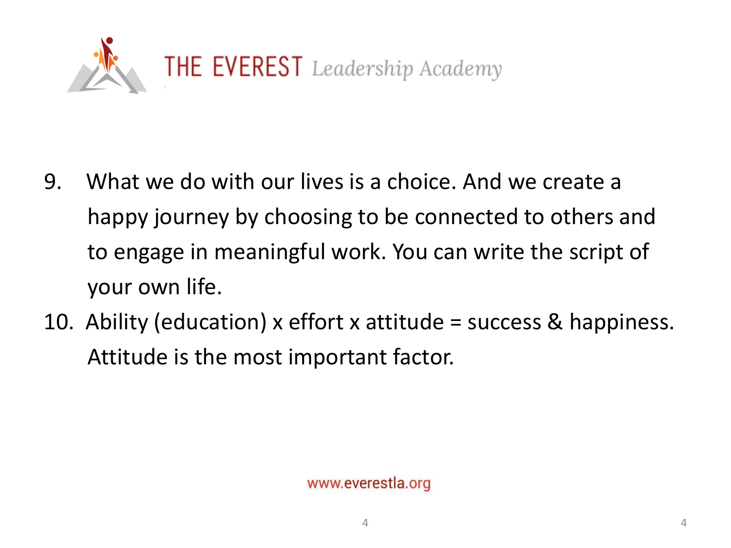THE EVEREST *Leadership Academy*

9. What we do with our lives is a choice. And we create a happy journey by choosing to be connected to others and to engage in meaningful work. You can write the script of your own life.
10. Ability (education) x effort x attitude = success & happiness. Attitude is the most important factor.

www.everestla.org